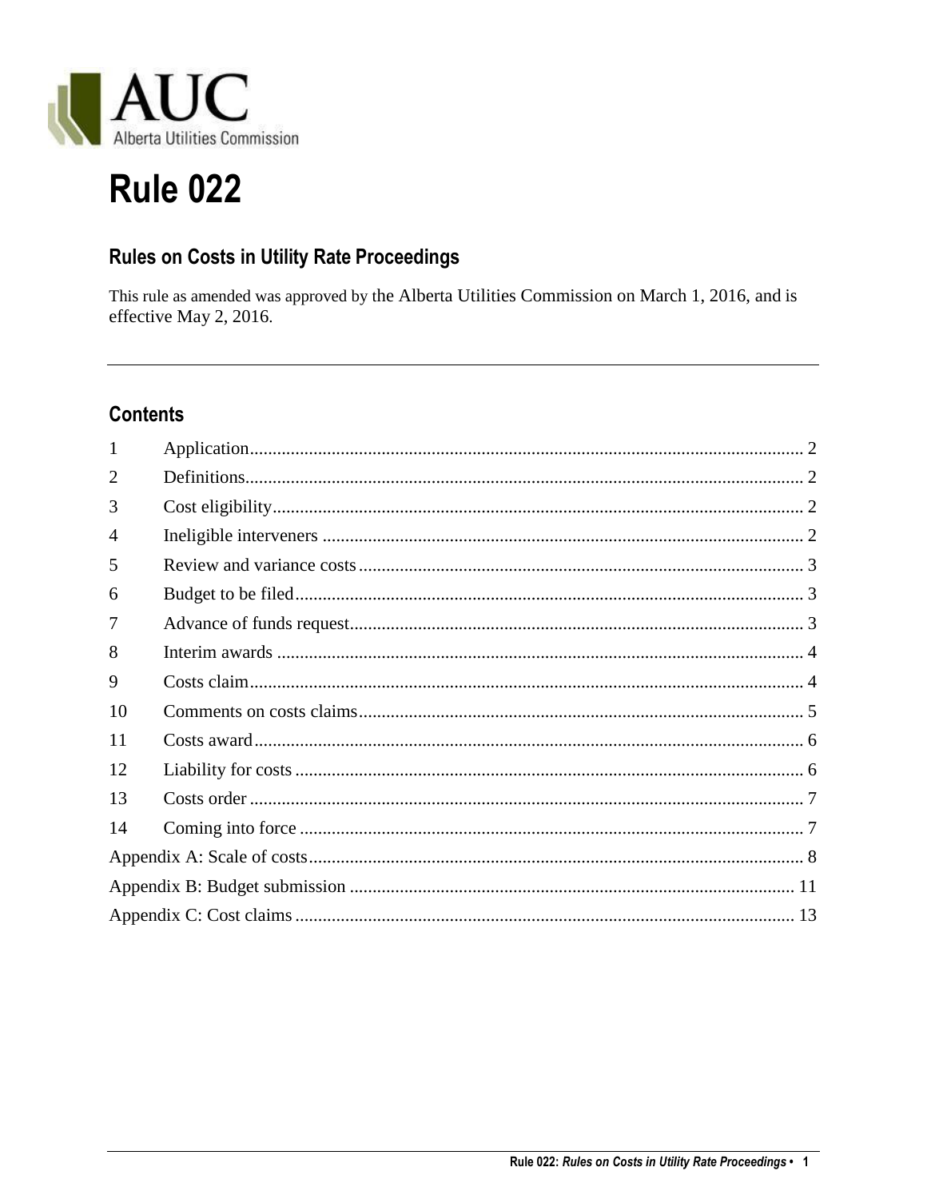AUC
Alberta Utilities Commission

# Rule 022

## Rules on Costs in Utility Rate Proceedings

This rule as amended was approved by the Alberta Utilities Commission on March 1, 2016, and is effective May 2, 2016.

---

### Contents

| | | |
|---|---|---|
| 1 | Application | 2 |
| 2 | Definitions | 2 |
| 3 | Cost eligibility | 2 |
| 4 | Ineligible interveners | 2 |
| 5 | Review and variance costs | 3 |
| 6 | Budget to be filed | 3 |
| 7 | Advance of funds request | 3 |
| 8 | Interim awards | 4 |
| 9 | Costs claim | 4 |
| 10 | Comments on costs claims | 5 |
| 11 | Costs award | 6 |
| 12 | Liability for costs | 6 |
| 13 | Costs order | 7 |
| 14 | Coming into force | 7 |
| Appendix A: Scale of costs | | 8 |
| Appendix B: Budget submission | | 11 |
| Appendix C: Cost claims | | 13 |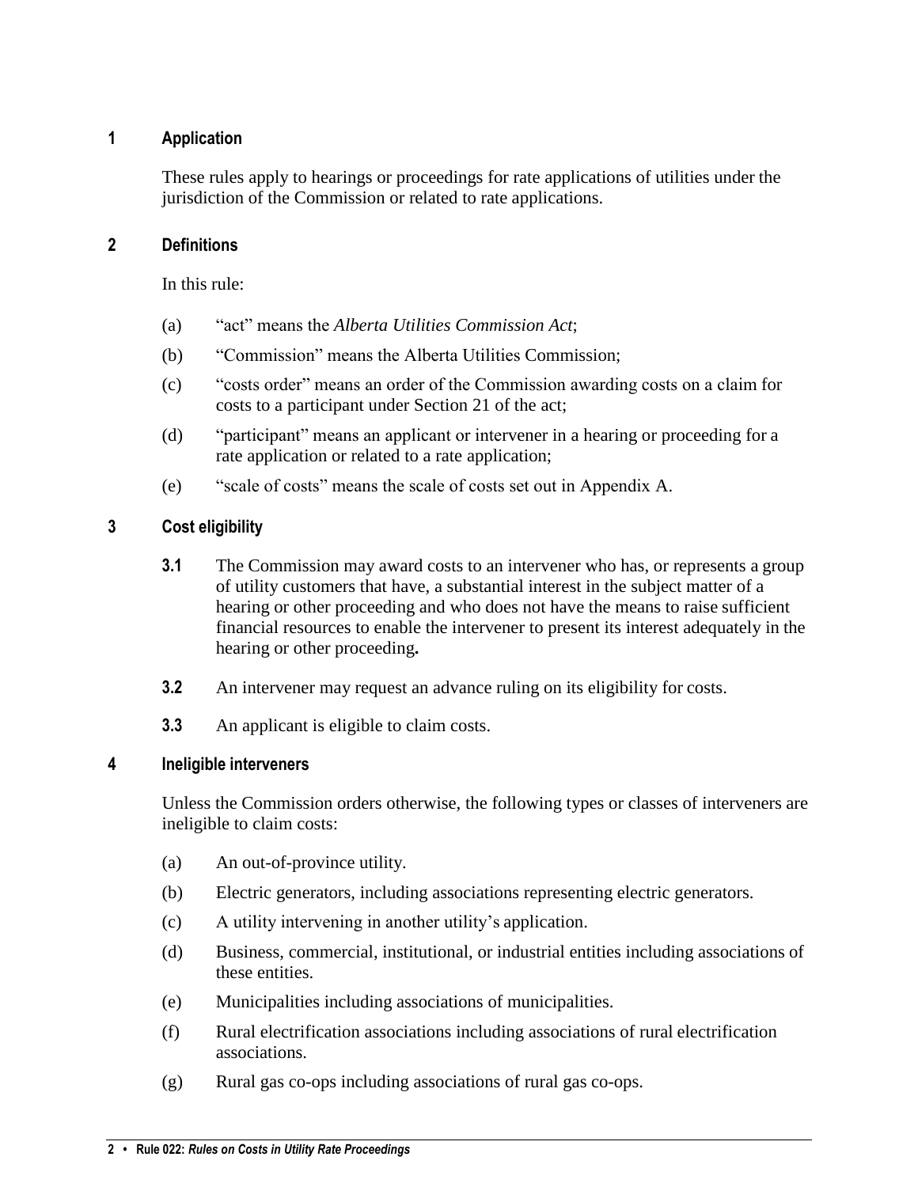## 1 Application

These rules apply to hearings or proceedings for rate applications of utilities under the jurisdiction of the Commission or related to rate applications.

## 2 Definitions

In this rule:

(a) "act" means the *Alberta Utilities Commission Act*;

(b) "Commission" means the Alberta Utilities Commission;

(c) "costs order" means an order of the Commission awarding costs on a claim for costs to a participant under Section 21 of the act;

(d) "participant" means an applicant or intervener in a hearing or proceeding for a rate application or related to a rate application;

(e) "scale of costs" means the scale of costs set out in Appendix A.

## 3 Cost eligibility

**3.1** The Commission may award costs to an intervener who has, or represents a group of utility customers that have, a substantial interest in the subject matter of a hearing or other proceeding and who does not have the means to raise sufficient financial resources to enable the intervener to present its interest adequately in the hearing or other proceeding**.**

**3.2** An intervener may request an advance ruling on its eligibility for costs.

**3.3** An applicant is eligible to claim costs.

## 4 Ineligible interveners

Unless the Commission orders otherwise, the following types or classes of interveners are ineligible to claim costs:

(a) An out-of-province utility.

(b) Electric generators, including associations representing electric generators.

(c) A utility intervening in another utility's application.

(d) Business, commercial, institutional, or industrial entities including associations of these entities.

(e) Municipalities including associations of municipalities.

(f) Rural electrification associations including associations of rural electrification associations.

(g) Rural gas co-ops including associations of rural gas co-ops.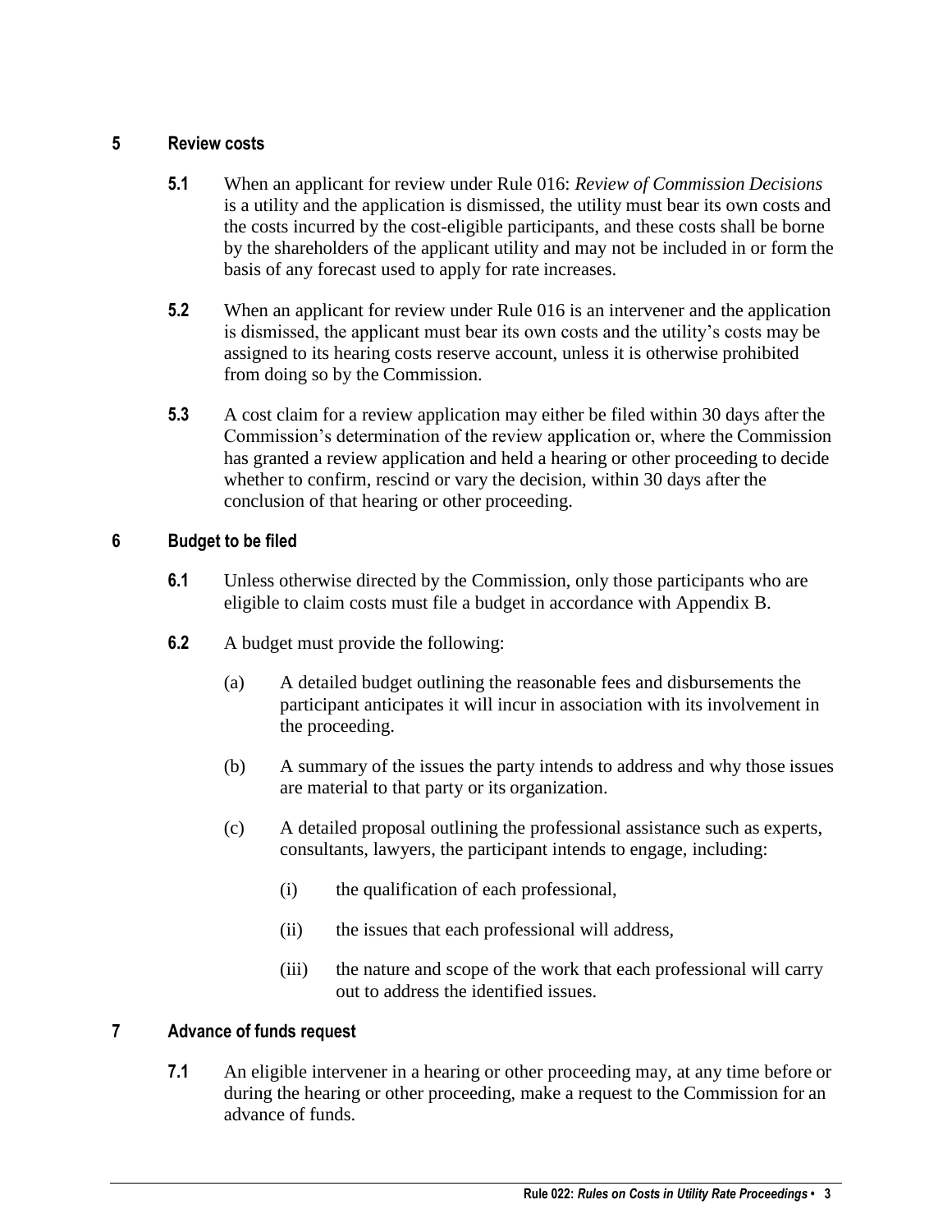## 5 Review costs

**5.1** When an applicant for review under Rule 016: *Review of Commission Decisions* is a utility and the application is dismissed, the utility must bear its own costs and the costs incurred by the cost-eligible participants, and these costs shall be borne by the shareholders of the applicant utility and may not be included in or form the basis of any forecast used to apply for rate increases.

**5.2** When an applicant for review under Rule 016 is an intervener and the application is dismissed, the applicant must bear its own costs and the utility's costs may be assigned to its hearing costs reserve account, unless it is otherwise prohibited from doing so by the Commission.

**5.3** A cost claim for a review application may either be filed within 30 days after the Commission's determination of the review application or, where the Commission has granted a review application and held a hearing or other proceeding to decide whether to confirm, rescind or vary the decision, within 30 days after the conclusion of that hearing or other proceeding.

## 6 Budget to be filed

**6.1** Unless otherwise directed by the Commission, only those participants who are eligible to claim costs must file a budget in accordance with Appendix B.

**6.2** A budget must provide the following:

(a) A detailed budget outlining the reasonable fees and disbursements the participant anticipates it will incur in association with its involvement in the proceeding.

(b) A summary of the issues the party intends to address and why those issues are material to that party or its organization.

(c) A detailed proposal outlining the professional assistance such as experts, consultants, lawyers, the participant intends to engage, including:

(i) the qualification of each professional,

(ii) the issues that each professional will address,

(iii) the nature and scope of the work that each professional will carry out to address the identified issues.

## 7 Advance of funds request

**7.1** An eligible intervener in a hearing or other proceeding may, at any time before or during the hearing or other proceeding, make a request to the Commission for an advance of funds.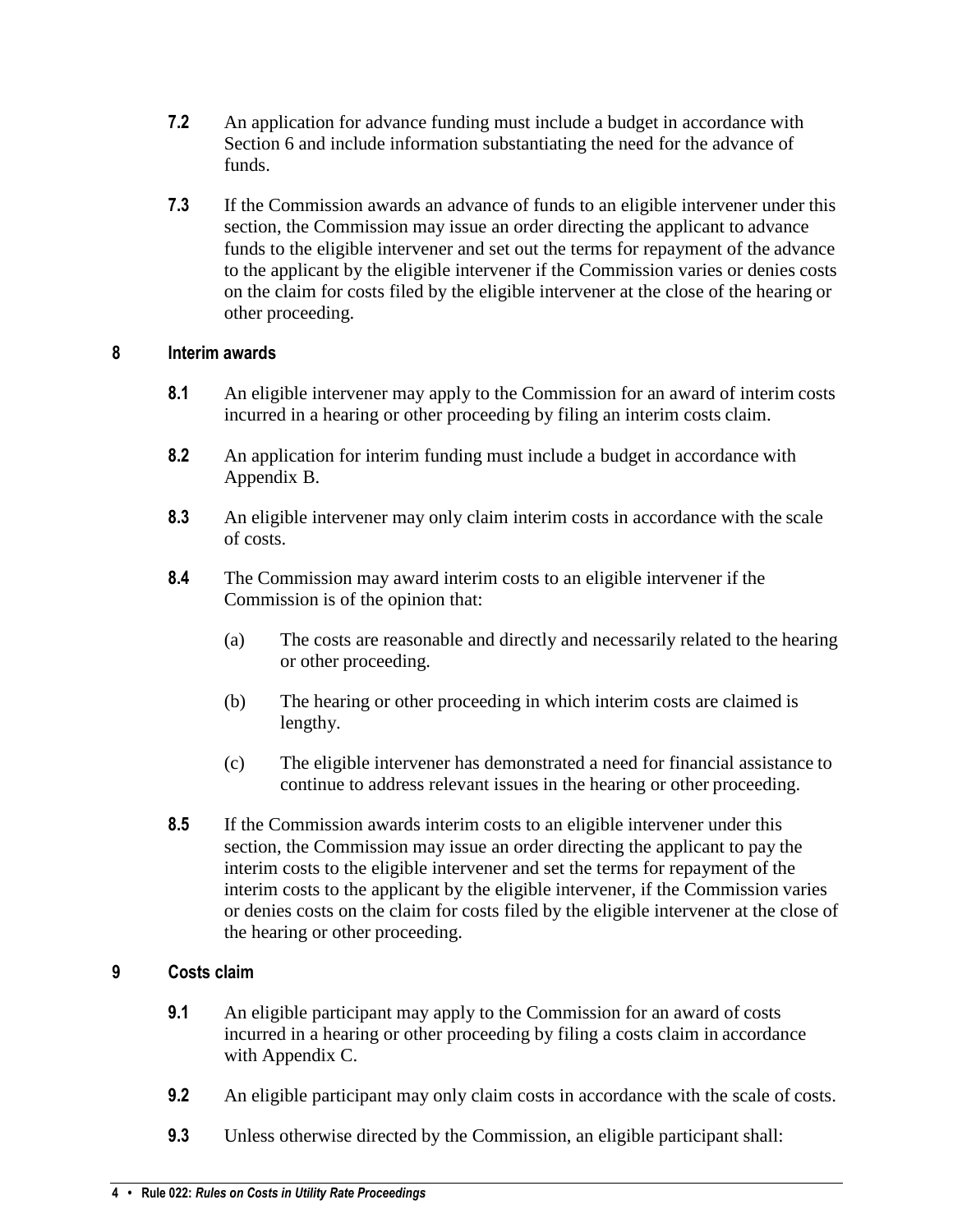**7.2** An application for advance funding must include a budget in accordance with Section 6 and include information substantiating the need for the advance of funds.

**7.3** If the Commission awards an advance of funds to an eligible intervener under this section, the Commission may issue an order directing the applicant to advance funds to the eligible intervener and set out the terms for repayment of the advance to the applicant by the eligible intervener if the Commission varies or denies costs on the claim for costs filed by the eligible intervener at the close of the hearing or other proceeding.

## 8 Interim awards

**8.1** An eligible intervener may apply to the Commission for an award of interim costs incurred in a hearing or other proceeding by filing an interim costs claim.

**8.2** An application for interim funding must include a budget in accordance with Appendix B.

**8.3** An eligible intervener may only claim interim costs in accordance with the scale of costs.

**8.4** The Commission may award interim costs to an eligible intervener if the Commission is of the opinion that:

(a) The costs are reasonable and directly and necessarily related to the hearing or other proceeding.

(b) The hearing or other proceeding in which interim costs are claimed is lengthy.

(c) The eligible intervener has demonstrated a need for financial assistance to continue to address relevant issues in the hearing or other proceeding.

**8.5** If the Commission awards interim costs to an eligible intervener under this section, the Commission may issue an order directing the applicant to pay the interim costs to the eligible intervener and set the terms for repayment of the interim costs to the applicant by the eligible intervener, if the Commission varies or denies costs on the claim for costs filed by the eligible intervener at the close of the hearing or other proceeding.

## 9 Costs claim

**9.1** An eligible participant may apply to the Commission for an award of costs incurred in a hearing or other proceeding by filing a costs claim in accordance with Appendix C.

**9.2** An eligible participant may only claim costs in accordance with the scale of costs.

**9.3** Unless otherwise directed by the Commission, an eligible participant shall: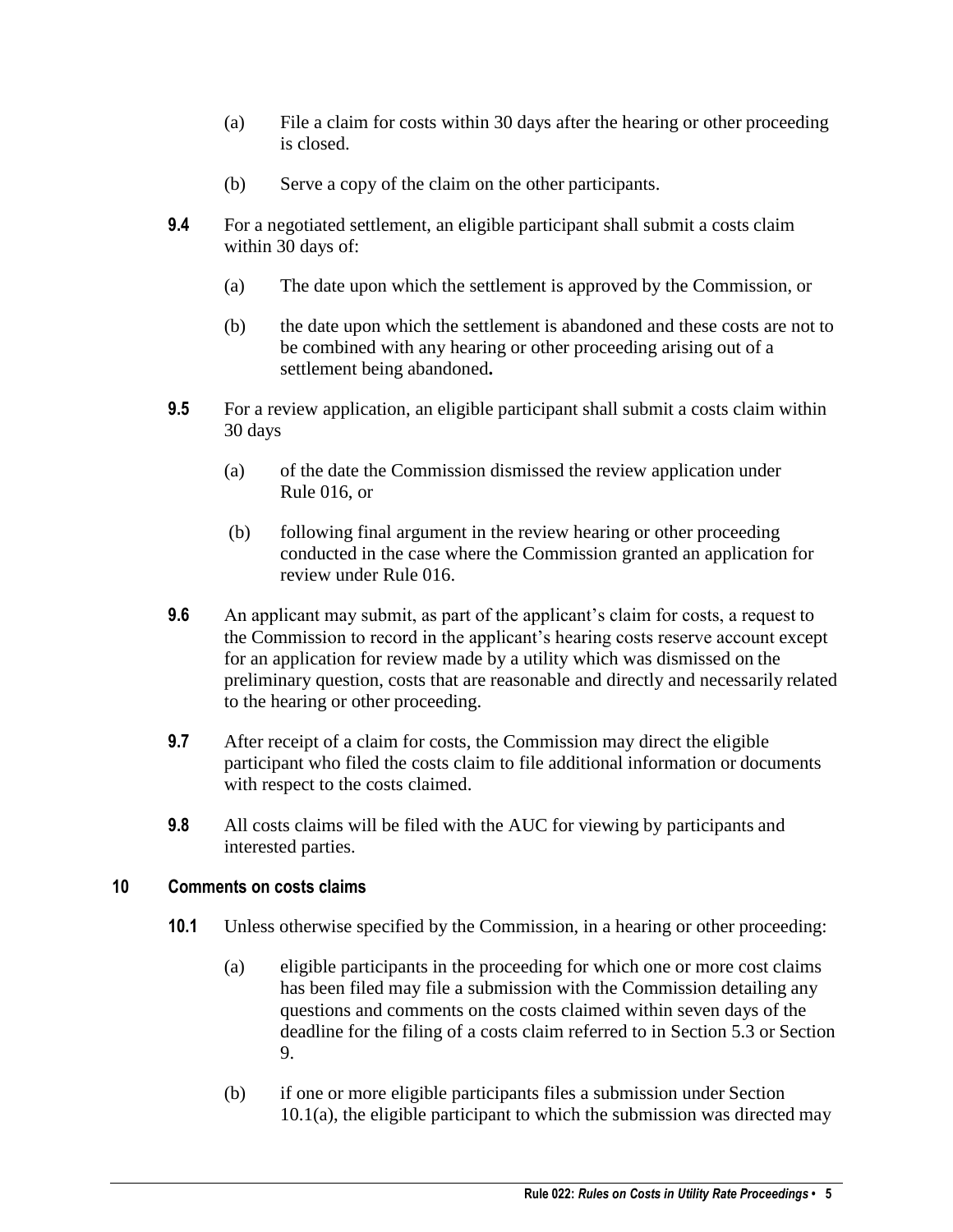(a) File a claim for costs within 30 days after the hearing or other proceeding is closed.

(b) Serve a copy of the claim on the other participants.

**9.4** For a negotiated settlement, an eligible participant shall submit a costs claim within 30 days of:

(a) The date upon which the settlement is approved by the Commission, or

(b) the date upon which the settlement is abandoned and these costs are not to be combined with any hearing or other proceeding arising out of a settlement being abandoned**.**

**9.5** For a review application, an eligible participant shall submit a costs claim within 30 days

(a) of the date the Commission dismissed the review application under Rule 016, or

(b) following final argument in the review hearing or other proceeding conducted in the case where the Commission granted an application for review under Rule 016.

**9.6** An applicant may submit, as part of the applicant's claim for costs, a request to the Commission to record in the applicant's hearing costs reserve account except for an application for review made by a utility which was dismissed on the preliminary question, costs that are reasonable and directly and necessarily related to the hearing or other proceeding.

**9.7** After receipt of a claim for costs, the Commission may direct the eligible participant who filed the costs claim to file additional information or documents with respect to the costs claimed.

**9.8** All costs claims will be filed with the AUC for viewing by participants and interested parties.

## 10 Comments on costs claims

**10.1** Unless otherwise specified by the Commission, in a hearing or other proceeding:

(a) eligible participants in the proceeding for which one or more cost claims has been filed may file a submission with the Commission detailing any questions and comments on the costs claimed within seven days of the deadline for the filing of a costs claim referred to in Section 5.3 or Section 9.

(b) if one or more eligible participants files a submission under Section 10.1(a), the eligible participant to which the submission was directed may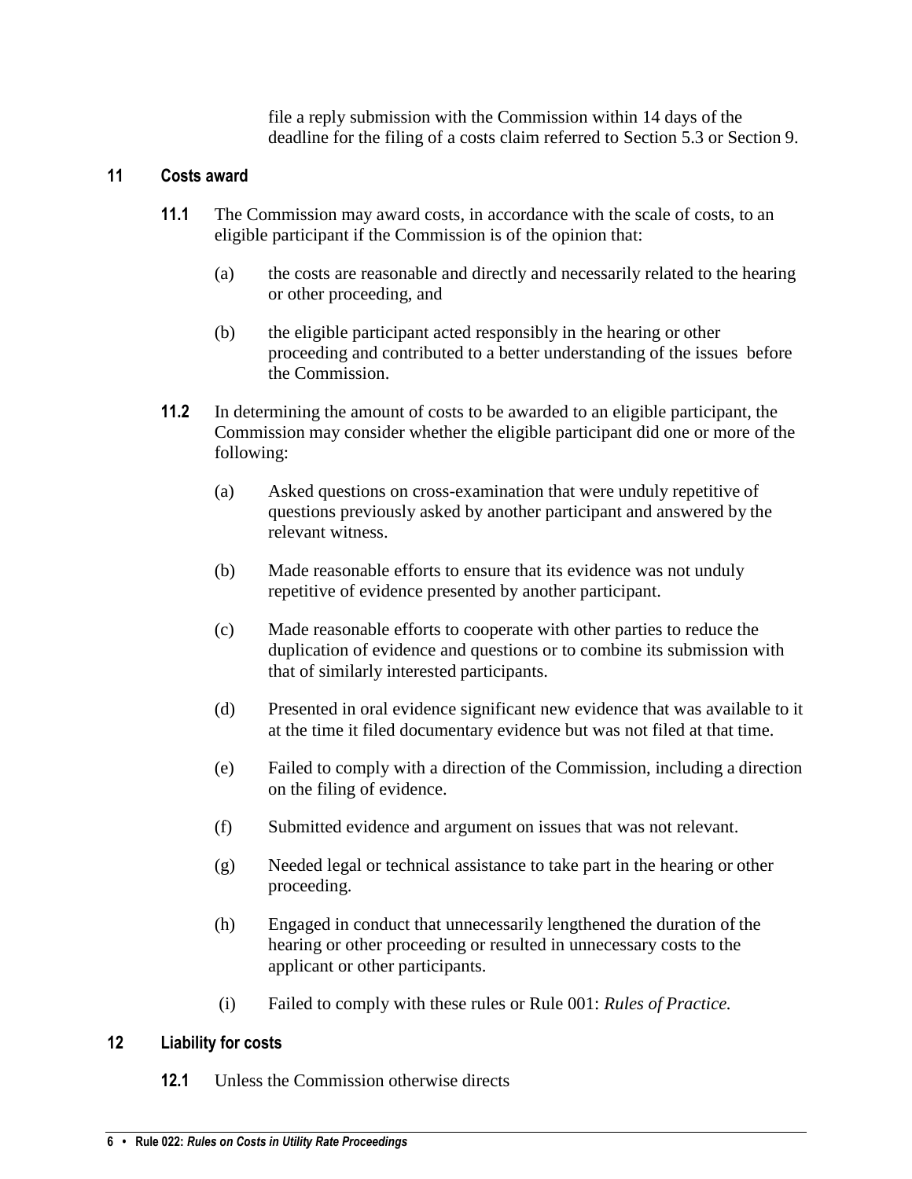file a reply submission with the Commission within 14 days of the deadline for the filing of a costs claim referred to Section 5.3 or Section 9.

## 11 Costs award

**11.1** The Commission may award costs, in accordance with the scale of costs, to an eligible participant if the Commission is of the opinion that:

(a) the costs are reasonable and directly and necessarily related to the hearing or other proceeding, and

(b) the eligible participant acted responsibly in the hearing or other proceeding and contributed to a better understanding of the issues before the Commission.

**11.2** In determining the amount of costs to be awarded to an eligible participant, the Commission may consider whether the eligible participant did one or more of the following:

(a) Asked questions on cross-examination that were unduly repetitive of questions previously asked by another participant and answered by the relevant witness.

(b) Made reasonable efforts to ensure that its evidence was not unduly repetitive of evidence presented by another participant.

(c) Made reasonable efforts to cooperate with other parties to reduce the duplication of evidence and questions or to combine its submission with that of similarly interested participants.

(d) Presented in oral evidence significant new evidence that was available to it at the time it filed documentary evidence but was not filed at that time.

(e) Failed to comply with a direction of the Commission, including a direction on the filing of evidence.

(f) Submitted evidence and argument on issues that was not relevant.

(g) Needed legal or technical assistance to take part in the hearing or other proceeding.

(h) Engaged in conduct that unnecessarily lengthened the duration of the hearing or other proceeding or resulted in unnecessary costs to the applicant or other participants.

(i) Failed to comply with these rules or Rule 001: *Rules of Practice.*

## 12 Liability for costs

**12.1** Unless the Commission otherwise directs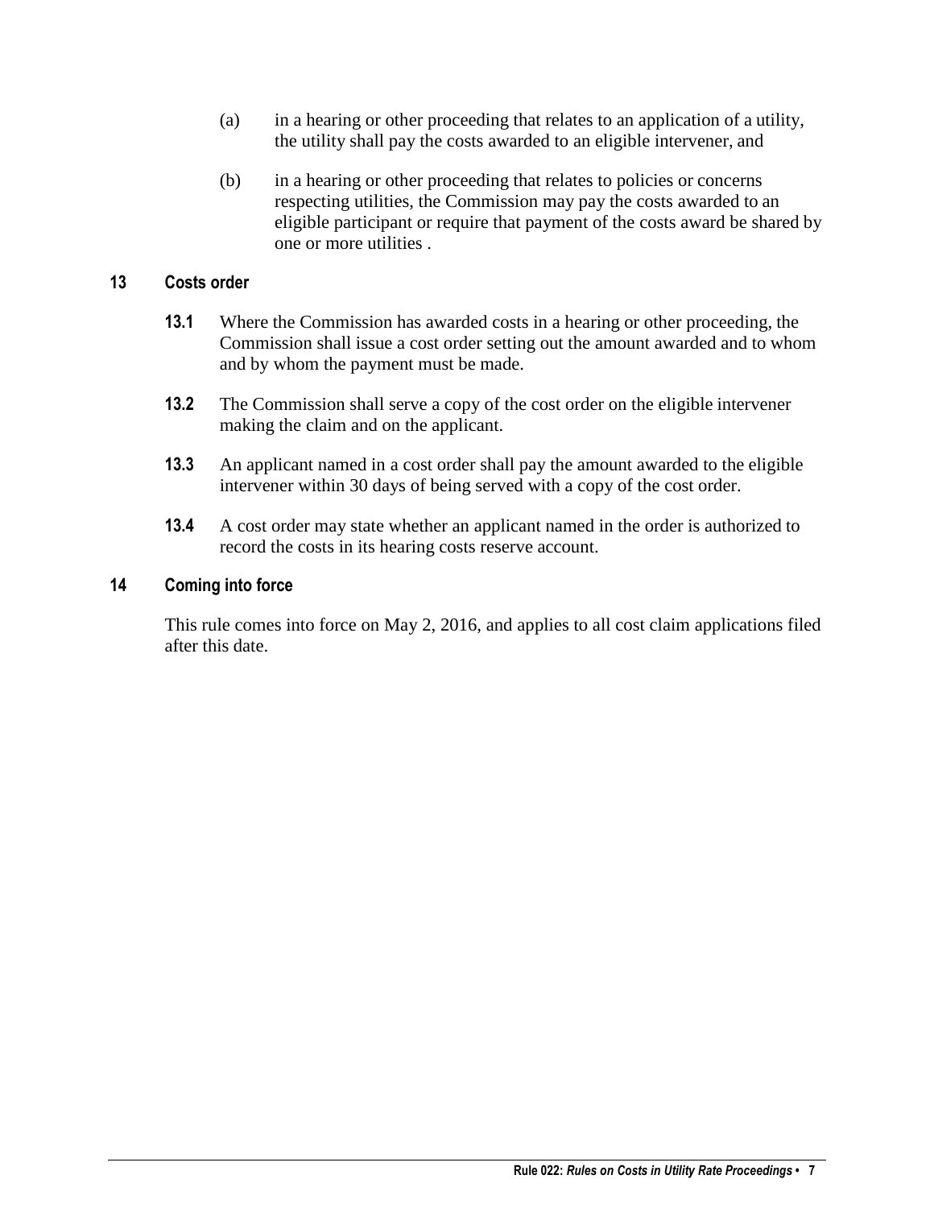(a) in a hearing or other proceeding that relates to an application of a utility, the utility shall pay the costs awarded to an eligible intervener, and

(b) in a hearing or other proceeding that relates to policies or concerns respecting utilities, the Commission may pay the costs awarded to an eligible participant or require that payment of the costs award be shared by one or more utilities .

## 13 Costs order

**13.1** Where the Commission has awarded costs in a hearing or other proceeding, the Commission shall issue a cost order setting out the amount awarded and to whom and by whom the payment must be made.

**13.2** The Commission shall serve a copy of the cost order on the eligible intervener making the claim and on the applicant.

**13.3** An applicant named in a cost order shall pay the amount awarded to the eligible intervener within 30 days of being served with a copy of the cost order.

**13.4** A cost order may state whether an applicant named in the order is authorized to record the costs in its hearing costs reserve account.

## 14 Coming into force

This rule comes into force on May 2, 2016, and applies to all cost claim applications filed after this date.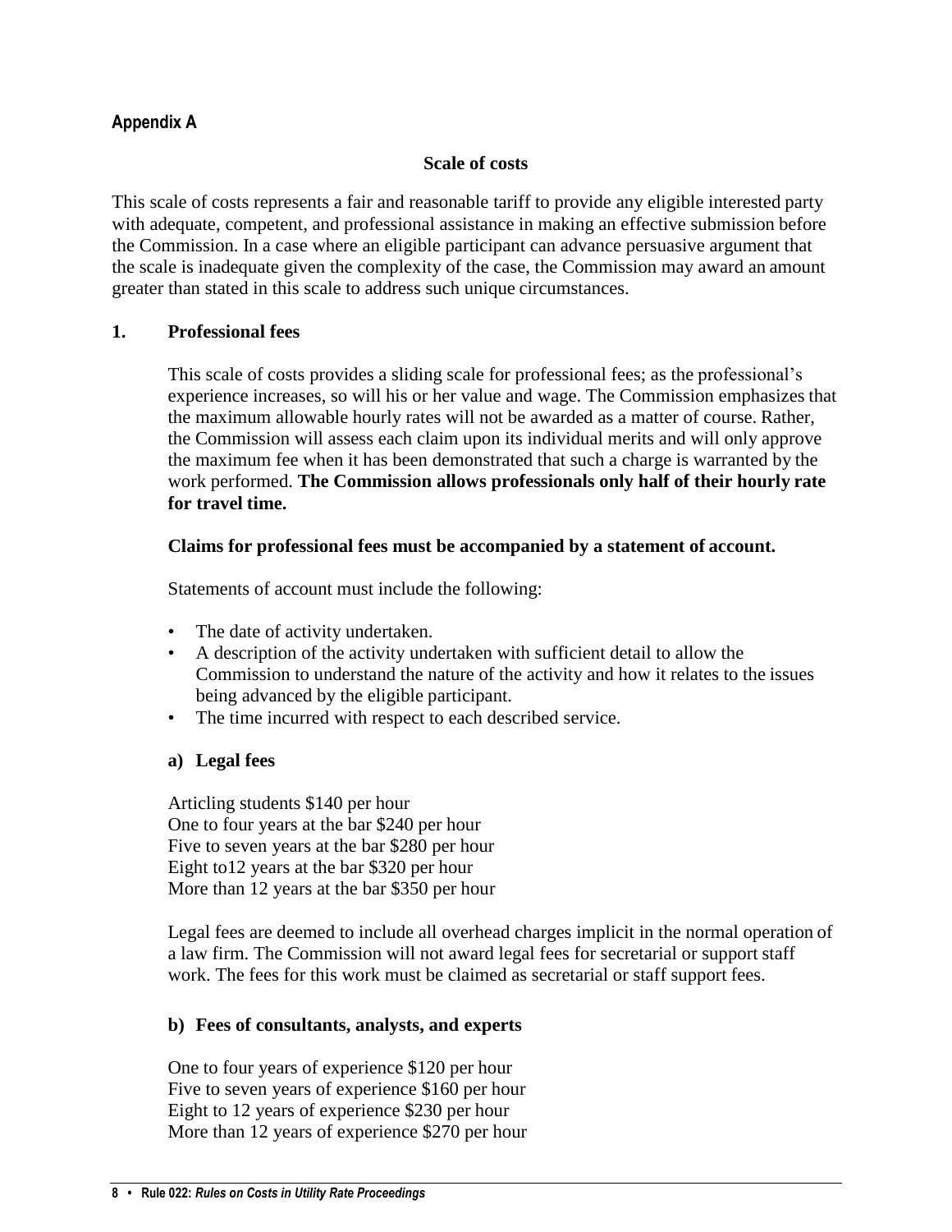## Appendix A

### Scale of costs

This scale of costs represents a fair and reasonable tariff to provide any eligible interested party with adequate, competent, and professional assistance in making an effective submission before the Commission. In a case where an eligible participant can advance persuasive argument that the scale is inadequate given the complexity of the case, the Commission may award an amount greater than stated in this scale to address such unique circumstances.

### 1. Professional fees

This scale of costs provides a sliding scale for professional fees; as the professional's experience increases, so will his or her value and wage. The Commission emphasizes that the maximum allowable hourly rates will not be awarded as a matter of course. Rather, the Commission will assess each claim upon its individual merits and will only approve the maximum fee when it has been demonstrated that such a charge is warranted by the work performed. **The Commission allows professionals only half of their hourly rate for travel time.**

**Claims for professional fees must be accompanied by a statement of account.**

Statements of account must include the following:

- The date of activity undertaken.
- A description of the activity undertaken with sufficient detail to allow the Commission to understand the nature of the activity and how it relates to the issues being advanced by the eligible participant.
- The time incurred with respect to each described service.

#### a) Legal fees

Articling students $140 per hour
One to four years at the bar $240 per hour
Five to seven years at the bar $280 per hour
Eight to12 years at the bar $320 per hour
More than 12 years at the bar $350 per hour

Legal fees are deemed to include all overhead charges implicit in the normal operation of a law firm. The Commission will not award legal fees for secretarial or support staff work. The fees for this work must be claimed as secretarial or staff support fees.

#### b) Fees of consultants, analysts, and experts

One to four years of experience $120 per hour
Five to seven years of experience $160 per hour
Eight to 12 years of experience $230 per hour
More than 12 years of experience $270 per hour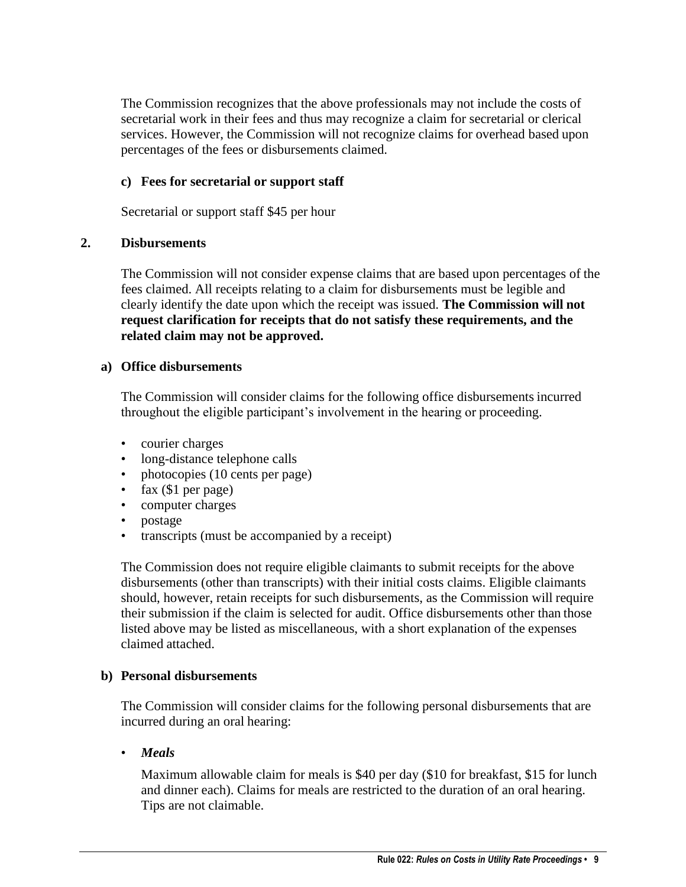The Commission recognizes that the above professionals may not include the costs of secretarial work in their fees and thus may recognize a claim for secretarial or clerical services. However, the Commission will not recognize claims for overhead based upon percentages of the fees or disbursements claimed.

#### c) Fees for secretarial or support staff

Secretarial or support staff $45 per hour

### 2. Disbursements

The Commission will not consider expense claims that are based upon percentages of the fees claimed. All receipts relating to a claim for disbursements must be legible and clearly identify the date upon which the receipt was issued. **The Commission will not request clarification for receipts that do not satisfy these requirements, and the related claim may not be approved.**

#### a) Office disbursements

The Commission will consider claims for the following office disbursements incurred throughout the eligible participant's involvement in the hearing or proceeding.

- courier charges
- long-distance telephone calls
- photocopies (10 cents per page)
- fax ($1 per page)
- computer charges
- postage
- transcripts (must be accompanied by a receipt)

The Commission does not require eligible claimants to submit receipts for the above disbursements (other than transcripts) with their initial costs claims. Eligible claimants should, however, retain receipts for such disbursements, as the Commission will require their submission if the claim is selected for audit. Office disbursements other than those listed above may be listed as miscellaneous, with a short explanation of the expenses claimed attached.

#### b) Personal disbursements

The Commission will consider claims for the following personal disbursements that are incurred during an oral hearing:

- ***Meals***

  Maximum allowable claim for meals is $40 per day ($10 for breakfast, $15 for lunch and dinner each). Claims for meals are restricted to the duration of an oral hearing. Tips are not claimable.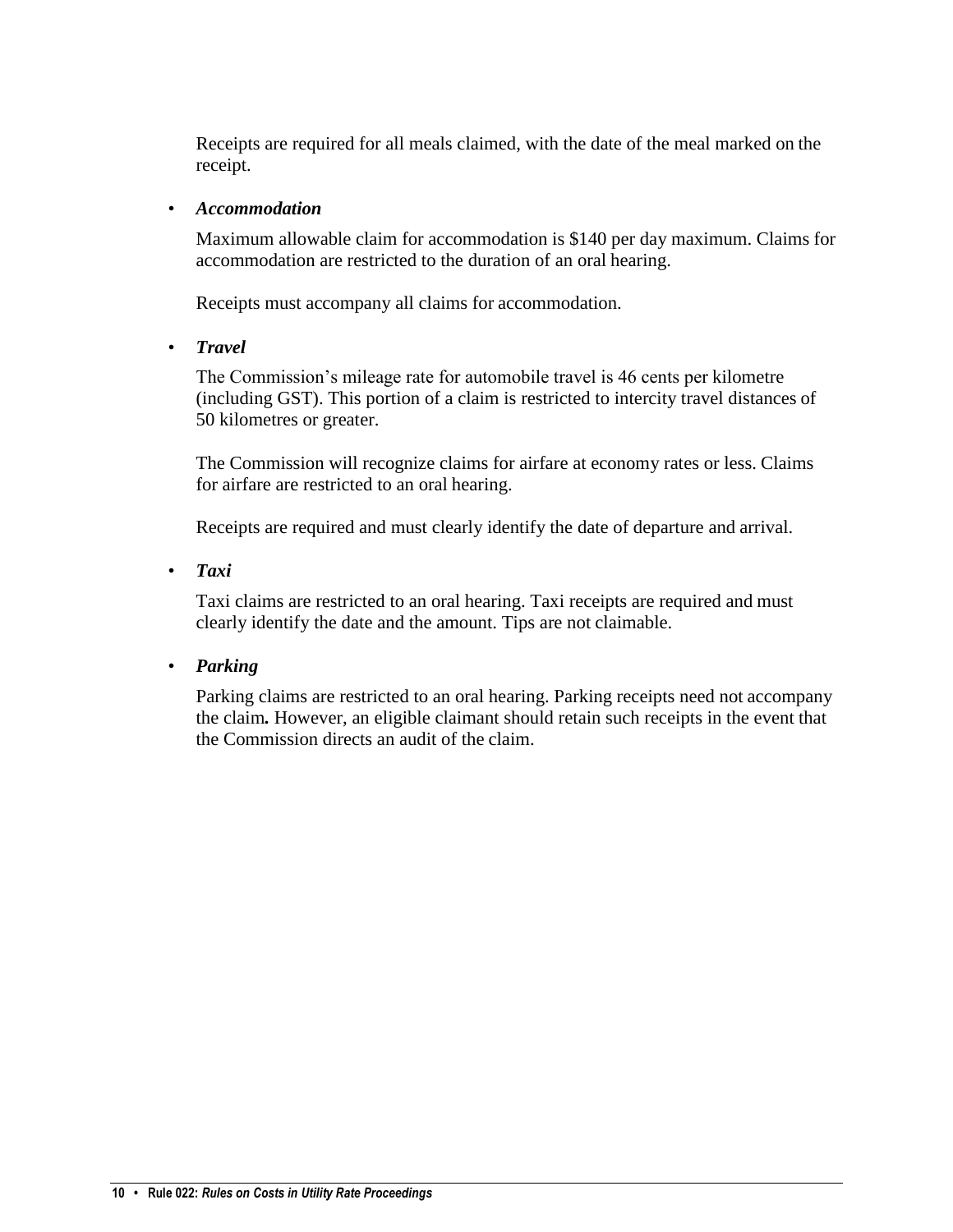Receipts are required for all meals claimed, with the date of the meal marked on the receipt.

- ***Accommodation***

  Maximum allowable claim for accommodation is $140 per day maximum. Claims for accommodation are restricted to the duration of an oral hearing.

  Receipts must accompany all claims for accommodation.

- ***Travel***

  The Commission's mileage rate for automobile travel is 46 cents per kilometre (including GST). This portion of a claim is restricted to intercity travel distances of 50 kilometres or greater.

  The Commission will recognize claims for airfare at economy rates or less. Claims for airfare are restricted to an oral hearing.

  Receipts are required and must clearly identify the date of departure and arrival.

- ***Taxi***

  Taxi claims are restricted to an oral hearing. Taxi receipts are required and must clearly identify the date and the amount. Tips are not claimable.

- ***Parking***

  Parking claims are restricted to an oral hearing. Parking receipts need not accompany the claim**.** However, an eligible claimant should retain such receipts in the event that the Commission directs an audit of the claim.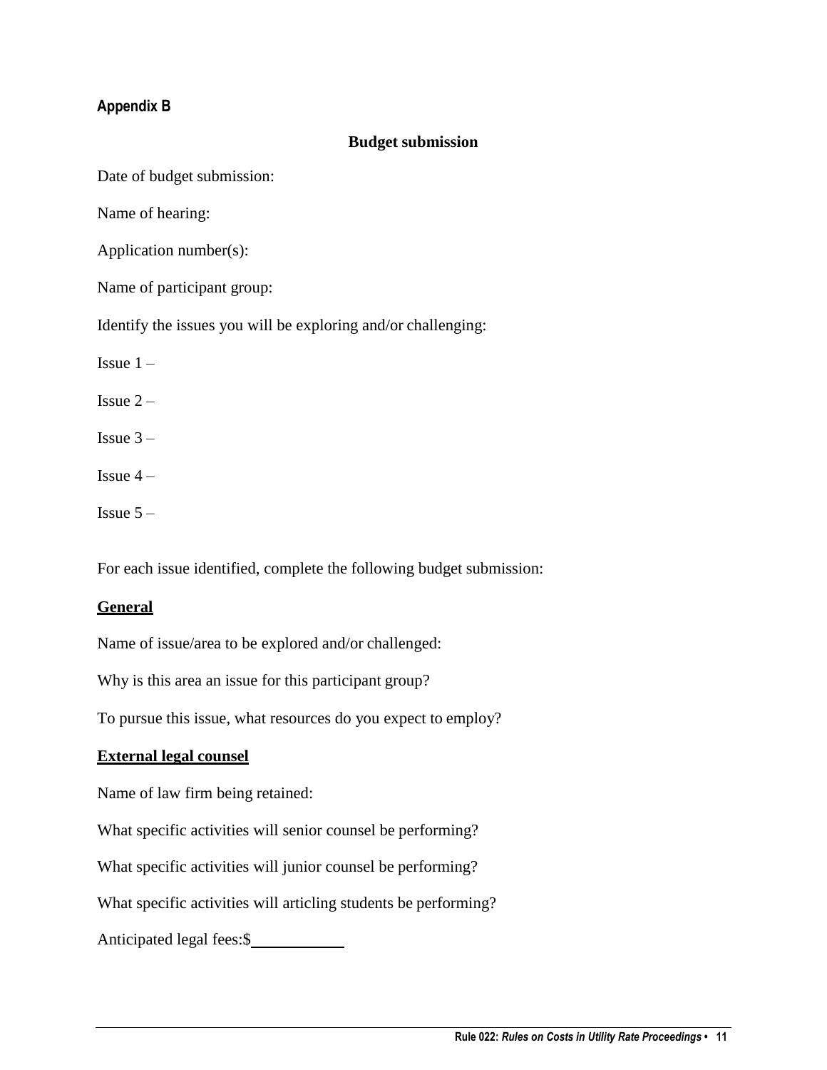### Appendix B

**Budget submission**

Date of budget submission:

Name of hearing:

Application number(s):

Name of participant group:

Identify the issues you will be exploring and/or challenging:

Issue 1 –

Issue 2 –

Issue 3 –

Issue 4 –

Issue 5 –

For each issue identified, complete the following budget submission:

**General**

Name of issue/area to be explored and/or challenged:

Why is this area an issue for this participant group?

To pursue this issue, what resources do you expect to employ?

**External legal counsel**

Name of law firm being retained:

What specific activities will senior counsel be performing?

What specific activities will junior counsel be performing?

What specific activities will articling students be performing?

Anticipated legal fees:$\_\_\_\_\_\_\_\_\_\_\_\_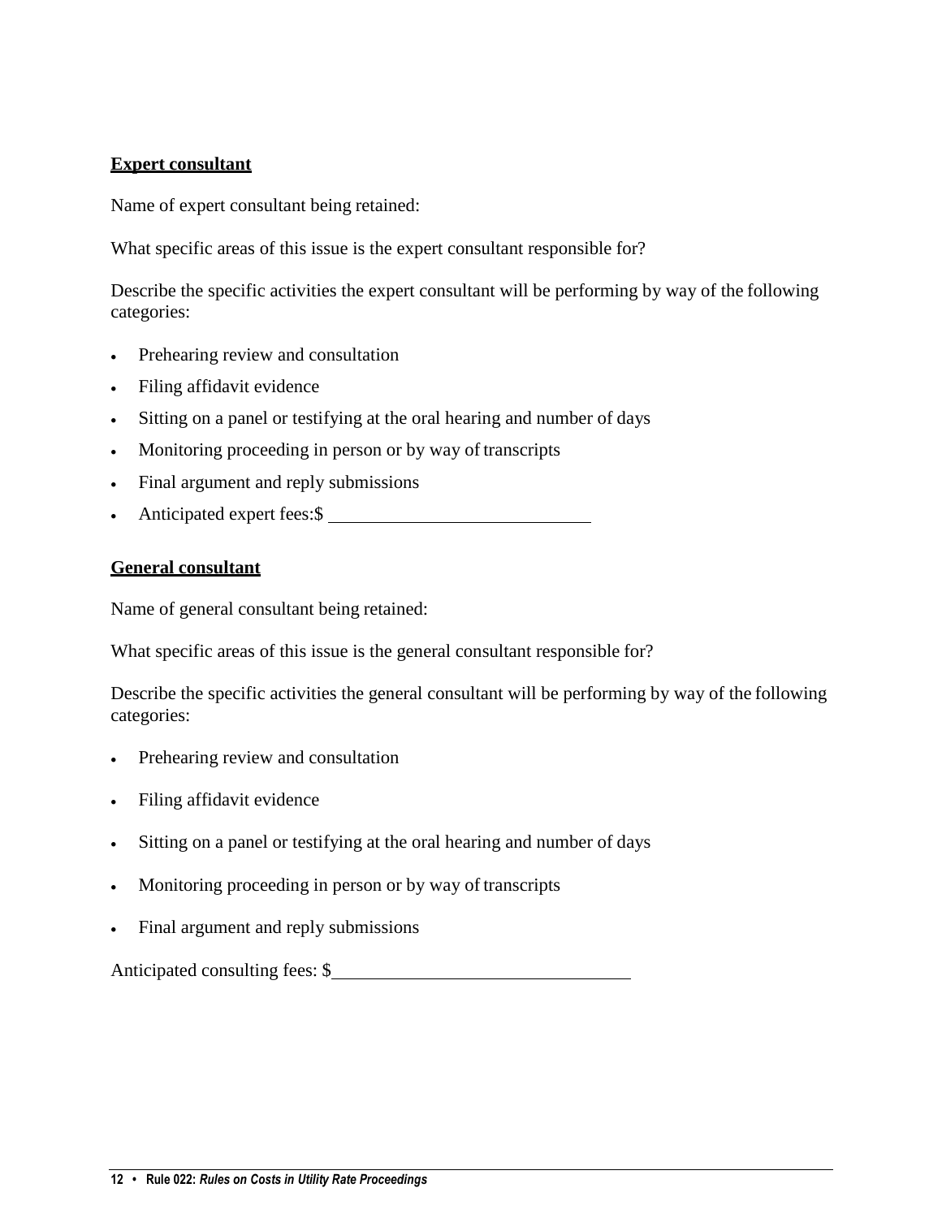**Expert consultant**

Name of expert consultant being retained:

What specific areas of this issue is the expert consultant responsible for?

Describe the specific activities the expert consultant will be performing by way of the following categories:

- Prehearing review and consultation
- Filing affidavit evidence
- Sitting on a panel or testifying at the oral hearing and number of days
- Monitoring proceeding in person or by way of transcripts
- Final argument and reply submissions
- Anticipated expert fees:$ ____________________________

**General consultant**

Name of general consultant being retained:

What specific areas of this issue is the general consultant responsible for?

Describe the specific activities the general consultant will be performing by way of the following categories:

- Prehearing review and consultation
- Filing affidavit evidence
- Sitting on a panel or testifying at the oral hearing and number of days
- Monitoring proceeding in person or by way of transcripts
- Final argument and reply submissions

Anticipated consulting fees: $________________________________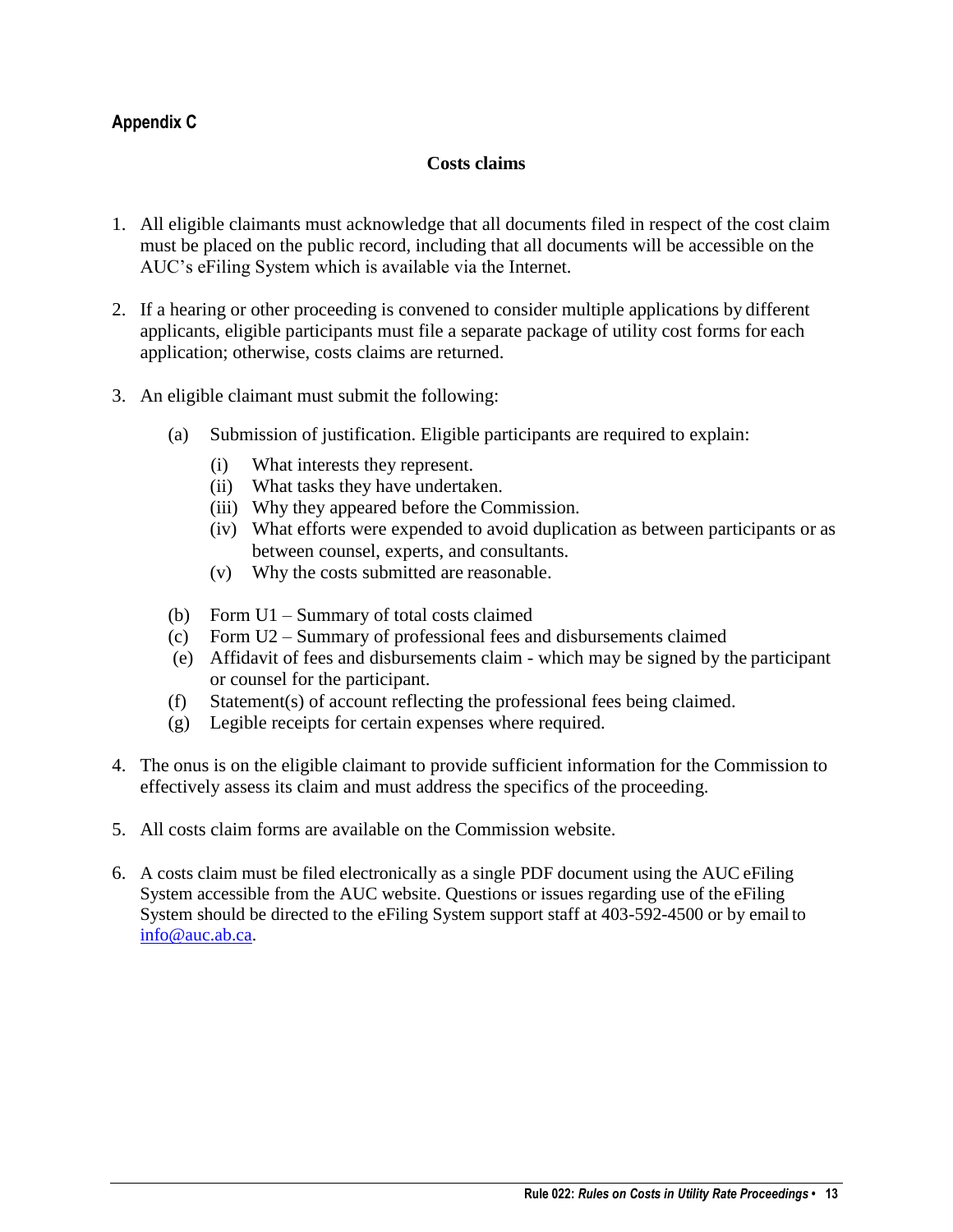## Appendix C

**Costs claims**

1. All eligible claimants must acknowledge that all documents filed in respect of the cost claim must be placed on the public record, including that all documents will be accessible on the AUC's eFiling System which is available via the Internet.

2. If a hearing or other proceeding is convened to consider multiple applications by different applicants, eligible participants must file a separate package of utility cost forms for each application; otherwise, costs claims are returned.

3. An eligible claimant must submit the following:

   (a) Submission of justification. Eligible participants are required to explain:

      (i) What interests they represent.
      (ii) What tasks they have undertaken.
      (iii) Why they appeared before the Commission.
      (iv) What efforts were expended to avoid duplication as between participants or as between counsel, experts, and consultants.
      (v) Why the costs submitted are reasonable.

   (b) Form U1 – Summary of total costs claimed
   (c) Form U2 – Summary of professional fees and disbursements claimed
   (e) Affidavit of fees and disbursements claim - which may be signed by the participant or counsel for the participant.
   (f) Statement(s) of account reflecting the professional fees being claimed.
   (g) Legible receipts for certain expenses where required.

4. The onus is on the eligible claimant to provide sufficient information for the Commission to effectively assess its claim and must address the specifics of the proceeding.

5. All costs claim forms are available on the Commission website.

6. A costs claim must be filed electronically as a single PDF document using the AUC eFiling System accessible from the AUC website. Questions or issues regarding use of the eFiling System should be directed to the eFiling System support staff at 403-592-4500 or by email to info@auc.ab.ca.